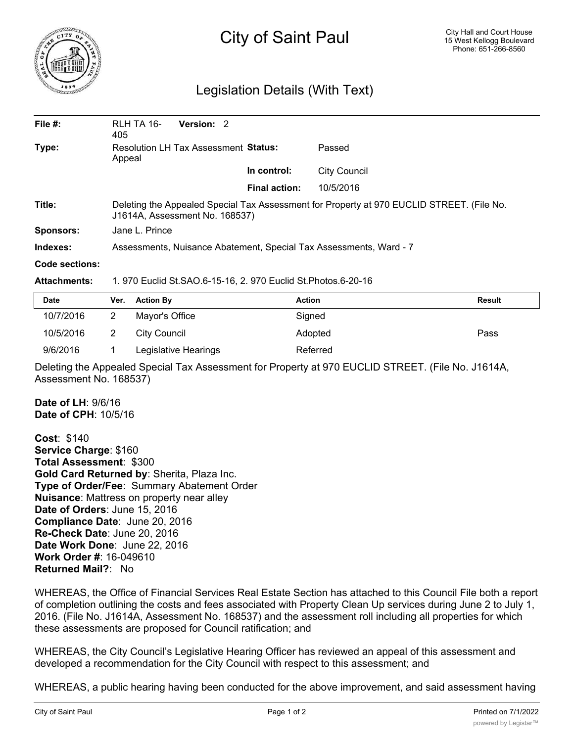# City of Saint Paul

City Hall and Court House
15 West Kellogg Boulevard
Phone: 651-266-8560

## Legislation Details (With Text)

| | | | |
|---|---|---|---|
| **File #:** | RLH TA 16-405 **Version:** 2 | | |
| **Type:** | Resolution LH Tax Assessment Appeal | **Status:** | Passed |
| | | **In control:** | City Council |
| | | **Final action:** | 10/5/2016 |

**Title:** Deleting the Appealed Special Tax Assessment for Property at 970 EUCLID STREET. (File No. J1614A, Assessment No. 168537)

**Sponsors:** Jane L. Prince

**Indexes:** Assessments, Nuisance Abatement, Special Tax Assessments, Ward - 7

**Code sections:**

**Attachments:** 1. 970 Euclid St.SAO.6-15-16, 2. 970 Euclid St.Photos.6-20-16

| Date | Ver. | Action By | Action | Result |
|---|---|---|---|---|
| 10/7/2016 | 2 | Mayor's Office | Signed | |
| 10/5/2016 | 2 | City Council | Adopted | Pass |
| 9/6/2016 | 1 | Legislative Hearings | Referred | |

Deleting the Appealed Special Tax Assessment for Property at 970 EUCLID STREET. (File No. J1614A, Assessment No. 168537)

**Date of LH**: 9/6/16
**Date of CPH**: 10/5/16

**Cost**: $140
**Service Charge**: $160
**Total Assessment**: $300
**Gold Card Returned by**: Sherita, Plaza Inc.
**Type of Order/Fee**: Summary Abatement Order
**Nuisance**: Mattress on property near alley
**Date of Orders**: June 15, 2016
**Compliance Date**: June 20, 2016
**Re-Check Date**: June 20, 2016
**Date Work Done**: June 22, 2016
**Work Order #**: 16-049610
**Returned Mail?**: No

WHEREAS, the Office of Financial Services Real Estate Section has attached to this Council File both a report of completion outlining the costs and fees associated with Property Clean Up services during June 2 to July 1, 2016. (File No. J1614A, Assessment No. 168537) and the assessment roll including all properties for which these assessments are proposed for Council ratification; and

WHEREAS, the City Council's Legislative Hearing Officer has reviewed an appeal of this assessment and developed a recommendation for the City Council with respect to this assessment; and

WHEREAS, a public hearing having been conducted for the above improvement, and said assessment having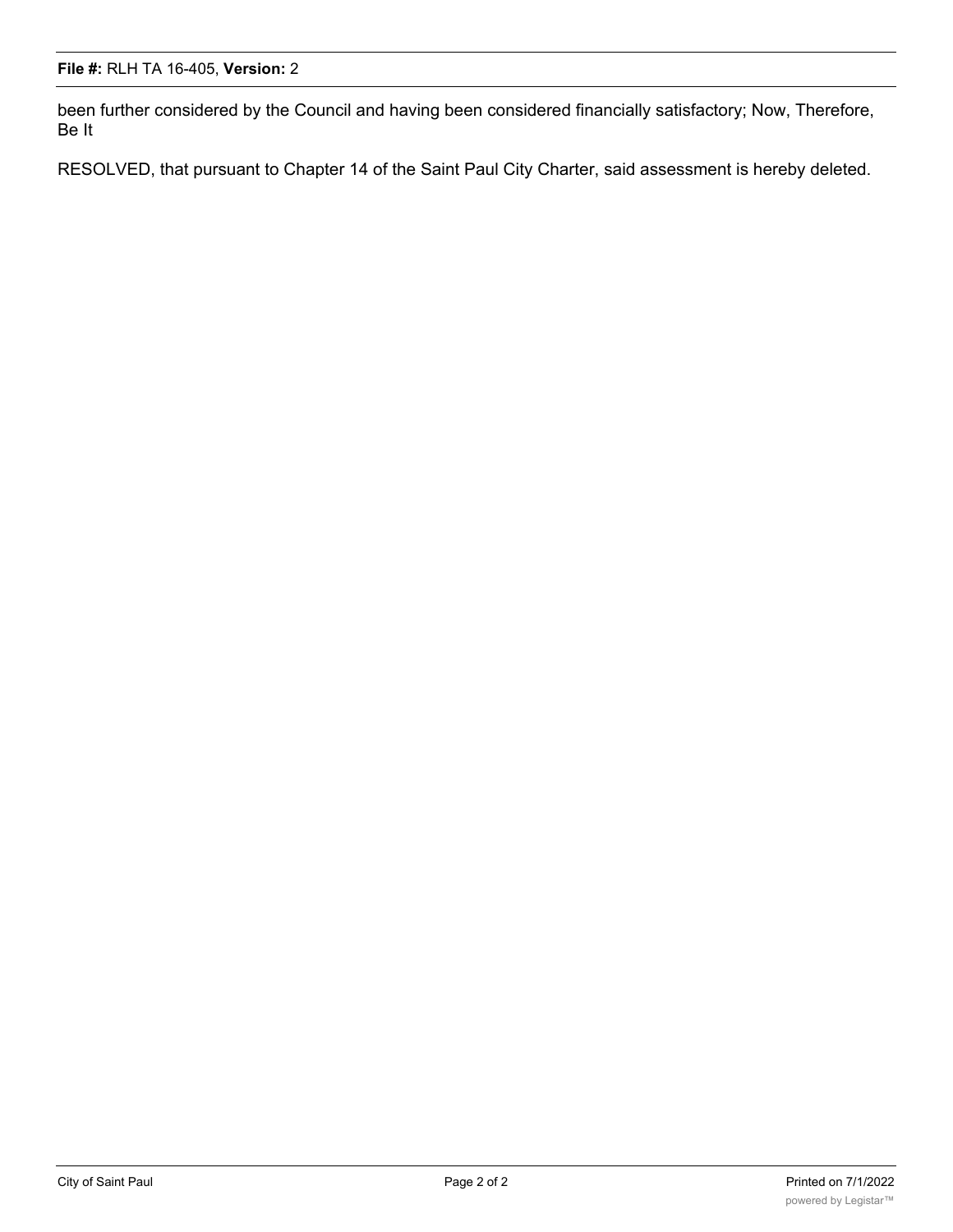been further considered by the Council and having been considered financially satisfactory; Now, Therefore, Be It

RESOLVED, that pursuant to Chapter 14 of the Saint Paul City Charter, said assessment is hereby deleted.